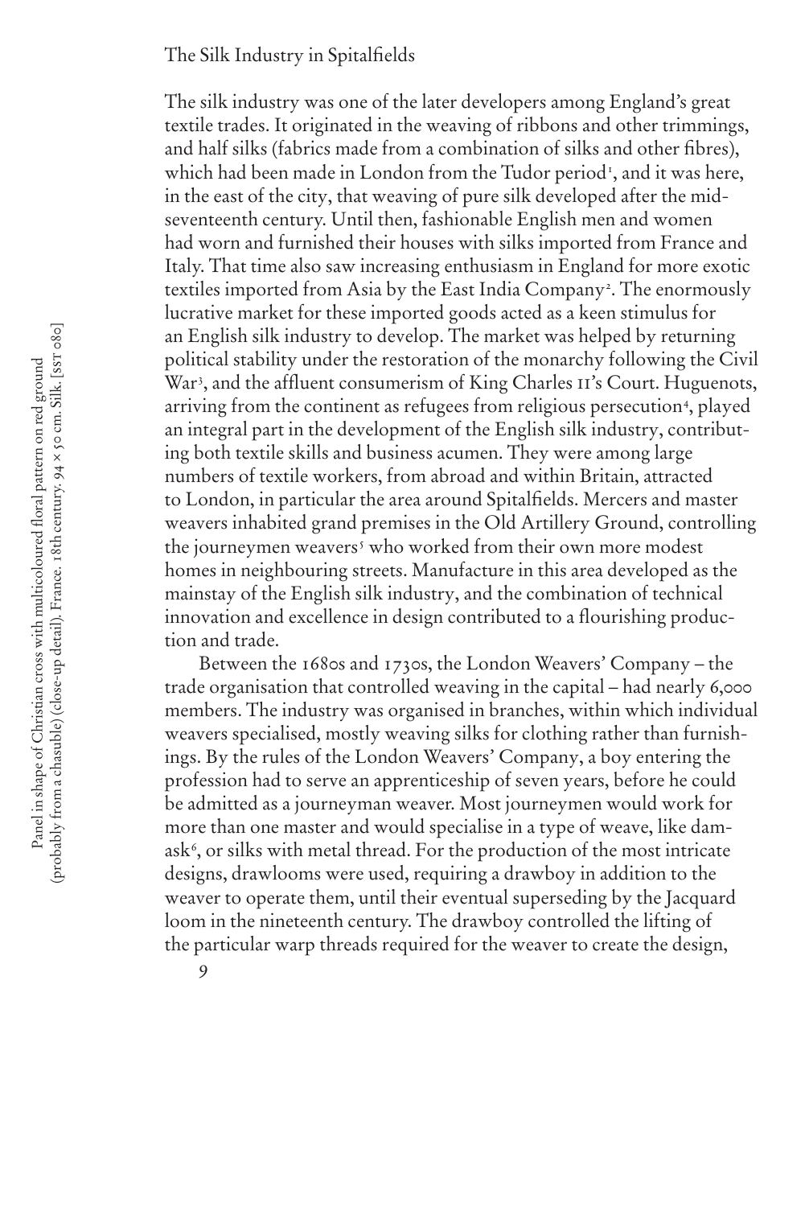# The Silk Industry in Spitalfields

The silk industry was one of the later developers among England's great textile trades. It originated in the weaving of ribbons and other trimmings, and half silks (fabrics made from a combination of silks and other fibres), which had been made in London from the Tudor period[1], and it was here, in the east of the city, that weaving of pure silk developed after the mid-seventeenth century. Until then, fashionable English men and women had worn and furnished their houses with silks imported from France and Italy. That time also saw increasing enthusiasm in England for more exotic textiles imported from Asia by the East India Company[2]. The enormously lucrative market for these imported goods acted as a keen stimulus for an English silk industry to develop. The market was helped by returning political stability under the restoration of the monarchy following the Civil War[3], and the affluent consumerism of King Charles II's Court. Huguenots, arriving from the continent as refugees from religious persecution[4], played an integral part in the development of the English silk industry, contributing both textile skills and business acumen. They were among large numbers of textile workers, from abroad and within Britain, attracted to London, in particular the area around Spitalfields. Mercers and master weavers inhabited grand premises in the Old Artillery Ground, controlling the journeymen weavers[5] who worked from their own more modest homes in neighbouring streets. Manufacture in this area developed as the mainstay of the English silk industry, and the combination of technical innovation and excellence in design contributed to a flourishing production and trade.

Between the 1680s and 1730s, the London Weavers' Company – the trade organisation that controlled weaving in the capital – had nearly 6,000 members. The industry was organised in branches, within which individual weavers specialised, mostly weaving silks for clothing rather than furnishings. By the rules of the London Weavers' Company, a boy entering the profession had to serve an apprenticeship of seven years, before he could be admitted as a journeyman weaver. Most journeymen would work for more than one master and would specialise in a type of weave, like damask[6], or silks with metal thread. For the production of the most intricate designs, drawlooms were used, requiring a drawboy in addition to the weaver to operate them, until their eventual superseding by the Jacquard loom in the nineteenth century. The drawboy controlled the lifting of the particular warp threads required for the weaver to create the design,

Panel in shape of Christian cross with multicoloured floral pattern on red ground (probably from a chasuble) (close-up detail). France. 18th century. 94 × 50 cm. Silk. [SST 080]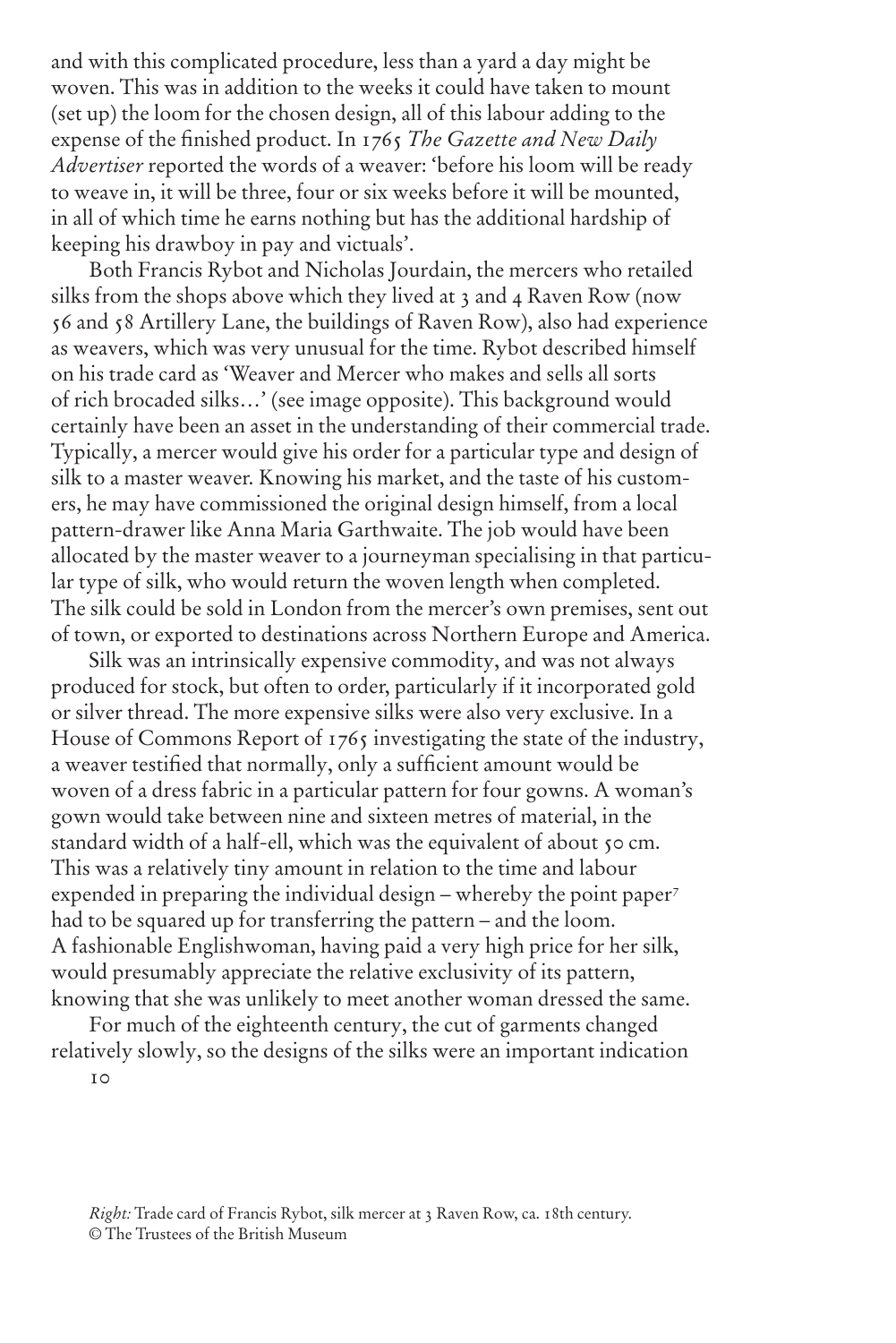and with this complicated procedure, less than a yard a day might be woven. This was in addition to the weeks it could have taken to mount (set up) the loom for the chosen design, all of this labour adding to the expense of the finished product. In 1765 *The Gazette and New Daily Advertiser* reported the words of a weaver: 'before his loom will be ready to weave in, it will be three, four or six weeks before it will be mounted, in all of which time he earns nothing but has the additional hardship of keeping his drawboy in pay and victuals'.

Both Francis Rybot and Nicholas Jourdain, the mercers who retailed silks from the shops above which they lived at 3 and 4 Raven Row (now 56 and 58 Artillery Lane, the buildings of Raven Row), also had experience as weavers, which was very unusual for the time. Rybot described himself on his trade card as 'Weaver and Mercer who makes and sells all sorts of rich brocaded silks…' (see image opposite). This background would certainly have been an asset in the understanding of their commercial trade. Typically, a mercer would give his order for a particular type and design of silk to a master weaver. Knowing his market, and the taste of his customers, he may have commissioned the original design himself, from a local pattern-drawer like Anna Maria Garthwaite. The job would have been allocated by the master weaver to a journeyman specialising in that particular type of silk, who would return the woven length when completed. The silk could be sold in London from the mercer's own premises, sent out of town, or exported to destinations across Northern Europe and America.

Silk was an intrinsically expensive commodity, and was not always produced for stock, but often to order, particularly if it incorporated gold or silver thread. The more expensive silks were also very exclusive. In a House of Commons Report of 1765 investigating the state of the industry, a weaver testified that normally, only a sufficient amount would be woven of a dress fabric in a particular pattern for four gowns. A woman's gown would take between nine and sixteen metres of material, in the standard width of a half-ell, which was the equivalent of about 50 cm. This was a relatively tiny amount in relation to the time and labour expended in preparing the individual design – whereby the point paper[7] had to be squared up for transferring the pattern – and the loom. A fashionable Englishwoman, having paid a very high price for her silk, would presumably appreciate the relative exclusivity of its pattern, knowing that she was unlikely to meet another woman dressed the same.

For much of the eighteenth century, the cut of garments changed relatively slowly, so the designs of the silks were an important indication

*Right:* Trade card of Francis Rybot, silk mercer at 3 Raven Row, ca. 18th century. © The Trustees of the British Museum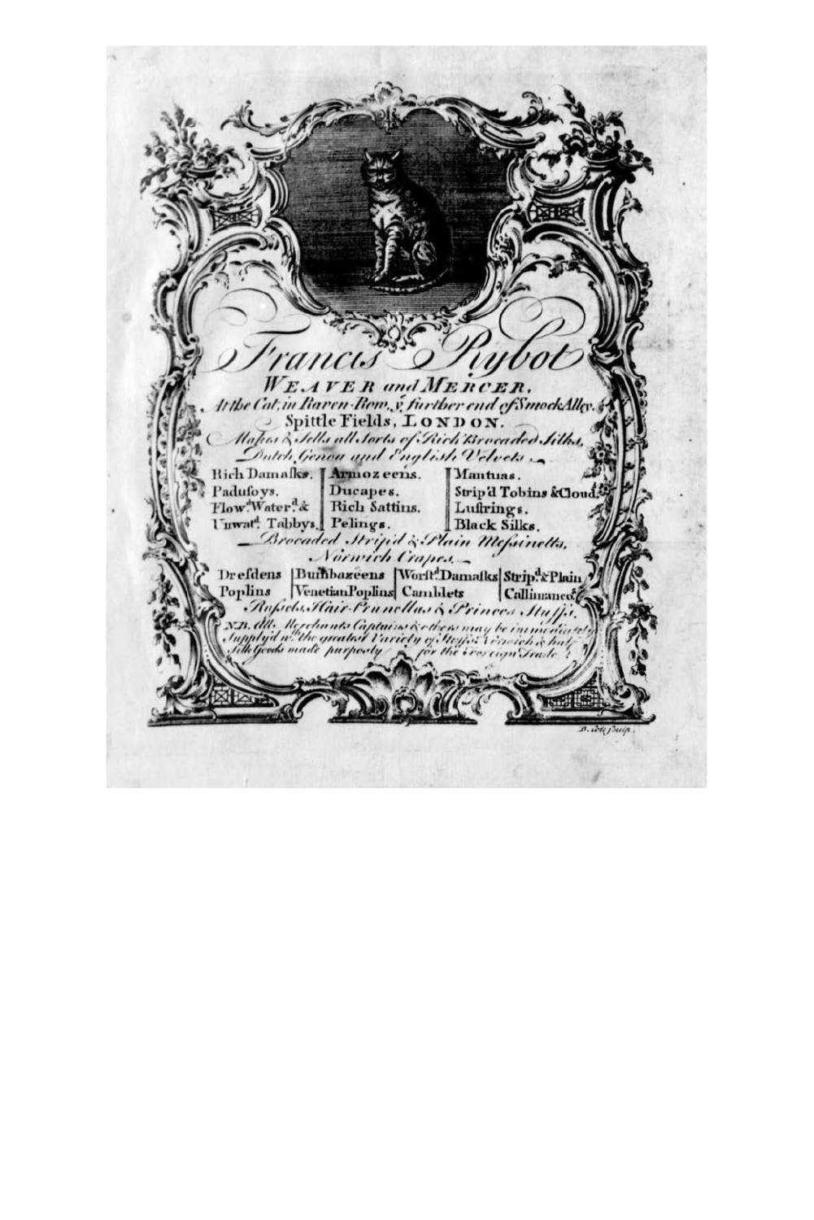# Francis Rybot

**WEAVER and MERCER,**

*At the Cat, in Raven Row, y^e further end of Smock Alley,*

Spittle Fields, LONDON.

*Makes & Sells all Sorts of Rich Brocaded Silks, Dutch, Genoa and English Velvets.*

| | | |
|---|---|---|
| Rich Damasks. | Armozeens. | Mantuas. |
| Padusoys. | Ducapes. | Strip'd Tobins & Clouds. |
| Flow^d. Water^d. & | Rich Sattins. | Lustrings. |
| Unwat^d. Tabbys. | Pelings. | Black Silks. |

*Brocaded Strip'd & Plain Messinetts,*

*Norwich Crapes.*

| | | | |
|---|---|---|---|
| Dresdens | Bumbazeens | Worst^d. Damasks | Strip^d. & Plain |
| Poplins | Venetian Poplins | Camblets | Callimancos |

*Russels, Hair-Prunellas & Princes Stuffs.*

*N.B. All Merchants Captains & others may be immediately Supply'd w^th the greatest Variety of Stuffs, Norwich & half Silk Goods made purposely for the Foreign Trade.*

B. Cole Sculp.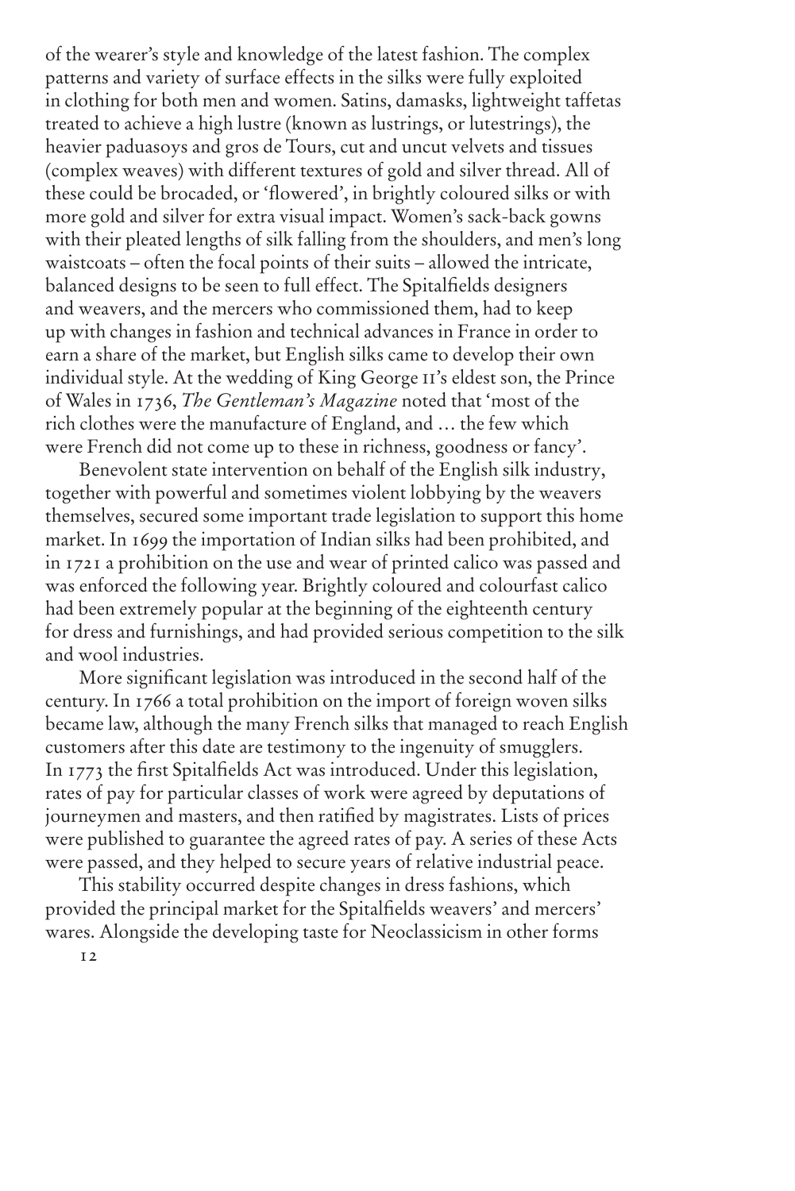of the wearer's style and knowledge of the latest fashion. The complex patterns and variety of surface effects in the silks were fully exploited in clothing for both men and women. Satins, damasks, lightweight taffetas treated to achieve a high lustre (known as lustrings, or lutestrings), the heavier paduasoys and gros de Tours, cut and uncut velvets and tissues (complex weaves) with different textures of gold and silver thread. All of these could be brocaded, or 'flowered', in brightly coloured silks or with more gold and silver for extra visual impact. Women's sack-back gowns with their pleated lengths of silk falling from the shoulders, and men's long waistcoats – often the focal points of their suits – allowed the intricate, balanced designs to be seen to full effect. The Spitalfields designers and weavers, and the mercers who commissioned them, had to keep up with changes in fashion and technical advances in France in order to earn a share of the market, but English silks came to develop their own individual style. At the wedding of King George II's eldest son, the Prince of Wales in 1736, *The Gentleman's Magazine* noted that 'most of the rich clothes were the manufacture of England, and … the few which were French did not come up to these in richness, goodness or fancy'.

Benevolent state intervention on behalf of the English silk industry, together with powerful and sometimes violent lobbying by the weavers themselves, secured some important trade legislation to support this home market. In 1699 the importation of Indian silks had been prohibited, and in 1721 a prohibition on the use and wear of printed calico was passed and was enforced the following year. Brightly coloured and colourfast calico had been extremely popular at the beginning of the eighteenth century for dress and furnishings, and had provided serious competition to the silk and wool industries.

More significant legislation was introduced in the second half of the century. In 1766 a total prohibition on the import of foreign woven silks became law, although the many French silks that managed to reach English customers after this date are testimony to the ingenuity of smugglers. In 1773 the first Spitalfields Act was introduced. Under this legislation, rates of pay for particular classes of work were agreed by deputations of journeymen and masters, and then ratified by magistrates. Lists of prices were published to guarantee the agreed rates of pay. A series of these Acts were passed, and they helped to secure years of relative industrial peace.

This stability occurred despite changes in dress fashions, which provided the principal market for the Spitalfields weavers' and mercers' wares. Alongside the developing taste for Neoclassicism in other forms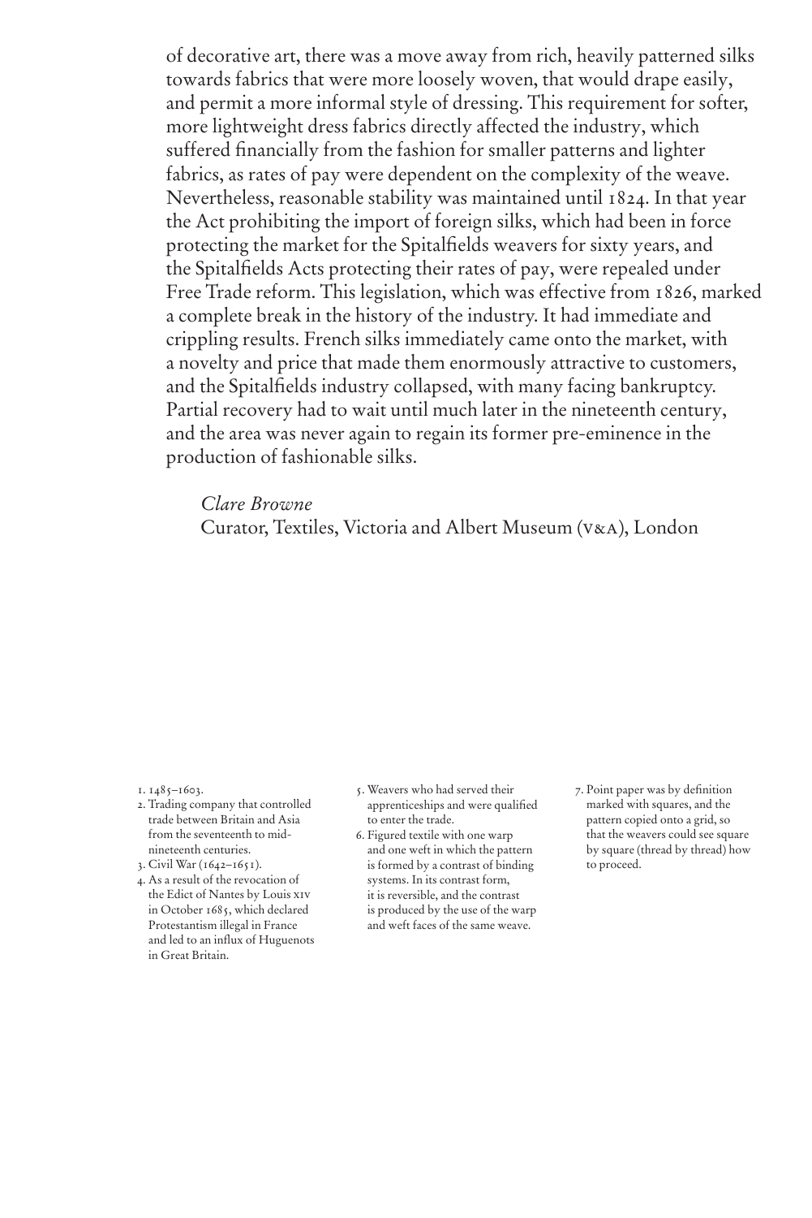of decorative art, there was a move away from rich, heavily patterned silks towards fabrics that were more loosely woven, that would drape easily, and permit a more informal style of dressing. This requirement for softer, more lightweight dress fabrics directly affected the industry, which suffered financially from the fashion for smaller patterns and lighter fabrics, as rates of pay were dependent on the complexity of the weave. Nevertheless, reasonable stability was maintained until 1824. In that year the Act prohibiting the import of foreign silks, which had been in force protecting the market for the Spitalfields weavers for sixty years, and the Spitalfields Acts protecting their rates of pay, were repealed under Free Trade reform. This legislation, which was effective from 1826, marked a complete break in the history of the industry. It had immediate and crippling results. French silks immediately came onto the market, with a novelty and price that made them enormously attractive to customers, and the Spitalfields industry collapsed, with many facing bankruptcy. Partial recovery had to wait until much later in the nineteenth century, and the area was never again to regain its former pre-eminence in the production of fashionable silks.

*Clare Browne*
Curator, Textiles, Victoria and Albert Museum (V&A), London

1. 1485–1603.
2. Trading company that controlled trade between Britain and Asia from the seventeenth to mid-nineteenth centuries.
3. Civil War (1642–1651).
4. As a result of the revocation of the Edict of Nantes by Louis XIV in October 1685, which declared Protestantism illegal in France and led to an influx of Huguenots in Great Britain.
5. Weavers who had served their apprenticeships and were qualified to enter the trade.
6. Figured textile with one warp and one weft in which the pattern is formed by a contrast of binding systems. In its contrast form, it is reversible, and the contrast is produced by the use of the warp and weft faces of the same weave.
7. Point paper was by definition marked with squares, and the pattern copied onto a grid, so that the weavers could see square by square (thread by thread) how to proceed.